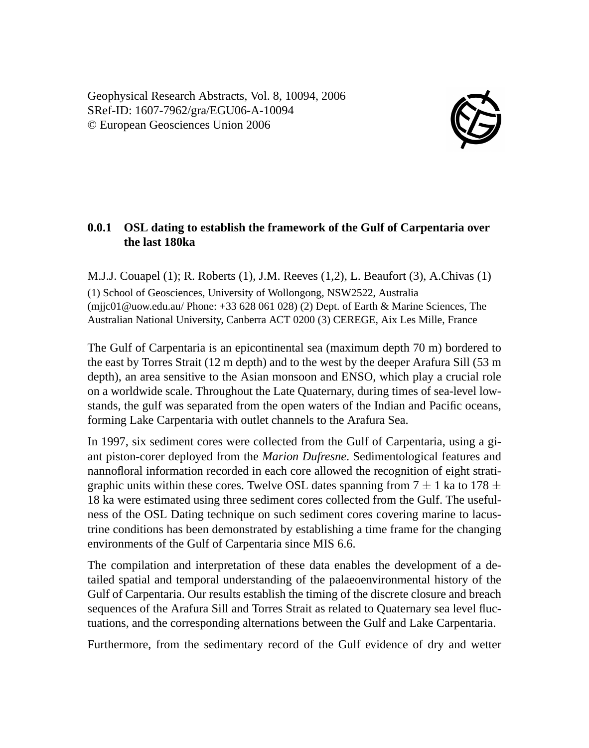Geophysical Research Abstracts, Vol. 8, 10094, 2006
SRef-ID: 1607-7962/gra/EGU06-A-10094
© European Geosciences Union 2006

### 0.0.1 OSL dating to establish the framework of the Gulf of Carpentaria over the last 180ka

M.J.J. Couapel (1); R. Roberts (1), J.M. Reeves (1,2), L. Beaufort (3), A.Chivas (1)

(1) School of Geosciences, University of Wollongong, NSW2522, Australia (mjjc01@uow.edu.au/ Phone: +33 628 061 028) (2) Dept. of Earth & Marine Sciences, The Australian National University, Canberra ACT 0200 (3) CEREGE, Aix Les Mille, France

The Gulf of Carpentaria is an epicontinental sea (maximum depth 70 m) bordered to the east by Torres Strait (12 m depth) and to the west by the deeper Arafura Sill (53 m depth), an area sensitive to the Asian monsoon and ENSO, which play a crucial role on a worldwide scale. Throughout the Late Quaternary, during times of sea-level lowstands, the gulf was separated from the open waters of the Indian and Pacific oceans, forming Lake Carpentaria with outlet channels to the Arafura Sea.

In 1997, six sediment cores were collected from the Gulf of Carpentaria, using a giant piston-corer deployed from the *Marion Dufresne*. Sedimentological features and nannofloral information recorded in each core allowed the recognition of eight stratigraphic units within these cores. Twelve OSL dates spanning from $7 \pm 1$ ka to $178 \pm 18$ ka were estimated using three sediment cores collected from the Gulf. The usefulness of the OSL Dating technique on such sediment cores covering marine to lacustrine conditions has been demonstrated by establishing a time frame for the changing environments of the Gulf of Carpentaria since MIS 6.6.

The compilation and interpretation of these data enables the development of a detailed spatial and temporal understanding of the palaeoenvironmental history of the Gulf of Carpentaria. Our results establish the timing of the discrete closure and breach sequences of the Arafura Sill and Torres Strait as related to Quaternary sea level fluctuations, and the corresponding alternations between the Gulf and Lake Carpentaria.

Furthermore, from the sedimentary record of the Gulf evidence of dry and wetter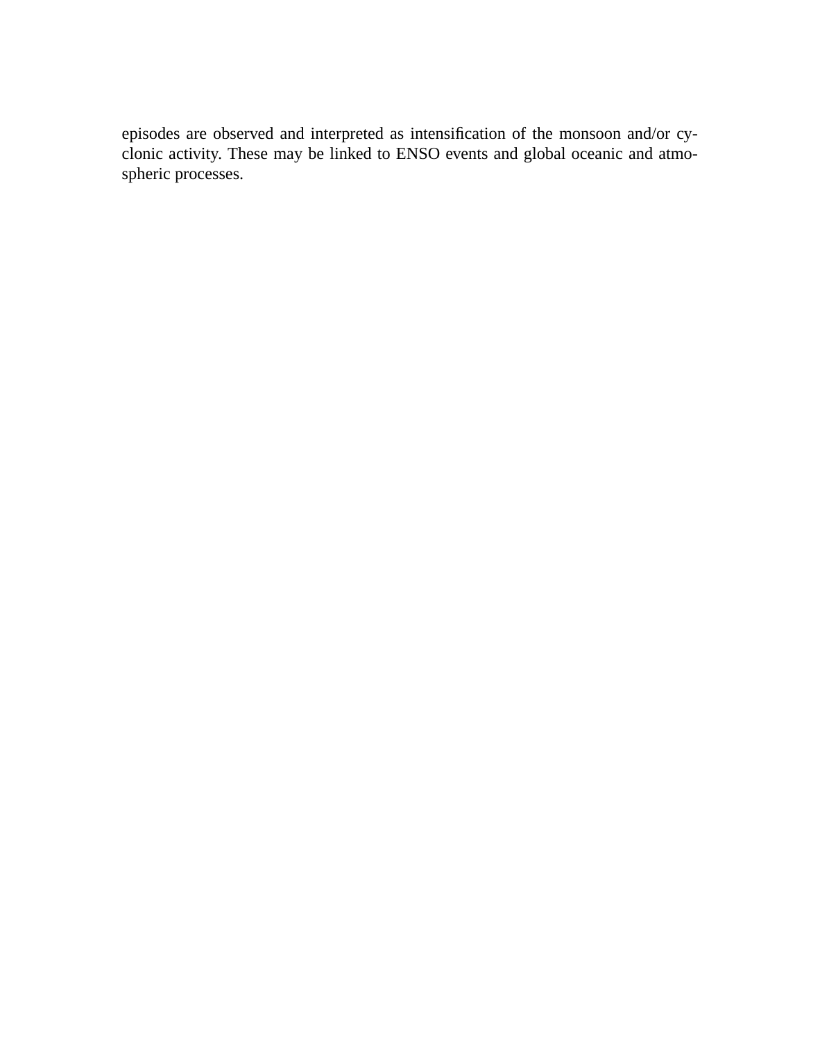episodes are observed and interpreted as intensification of the monsoon and/or cyclonic activity. These may be linked to ENSO events and global oceanic and atmospheric processes.